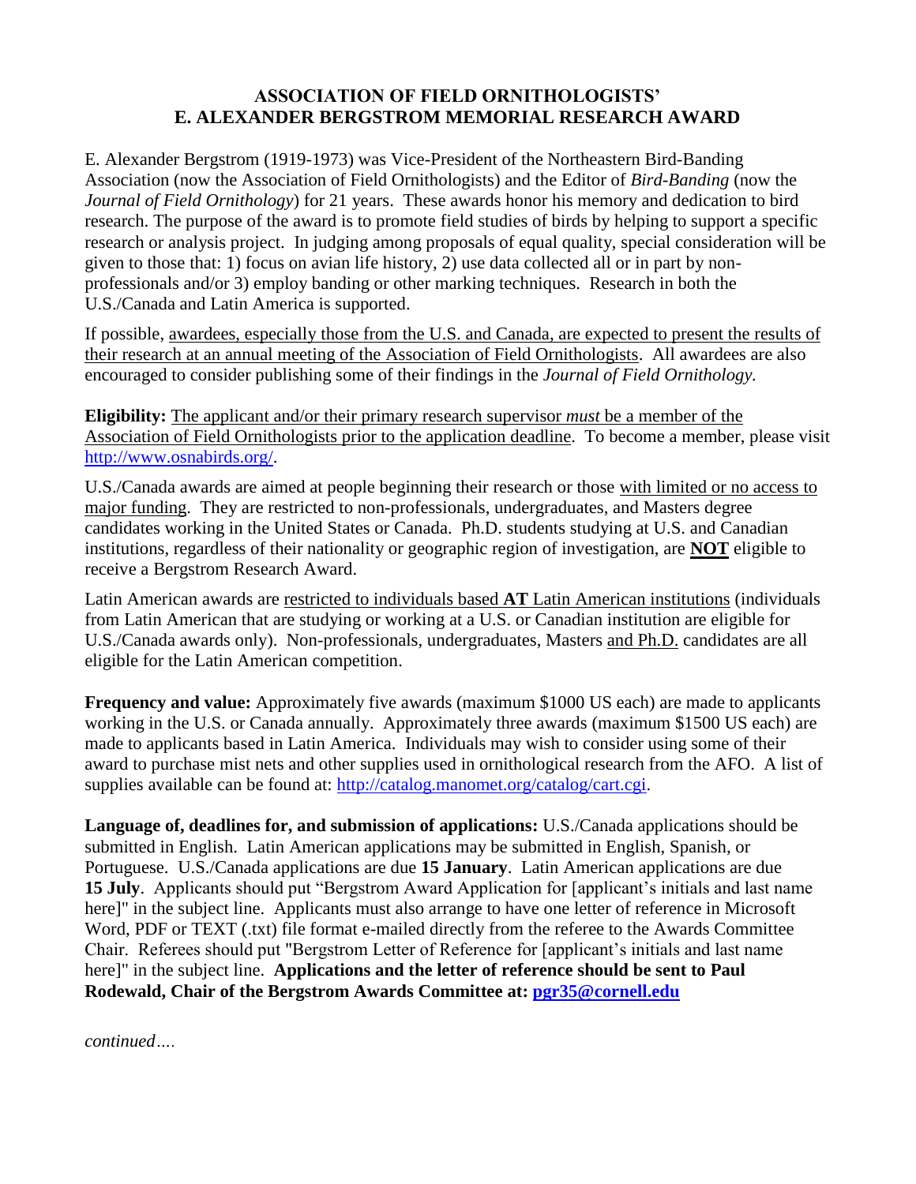# ASSOCIATION OF FIELD ORNITHOLOGISTS' E. ALEXANDER BERGSTROM MEMORIAL RESEARCH AWARD

E. Alexander Bergstrom (1919-1973) was Vice-President of the Northeastern Bird-Banding Association (now the Association of Field Ornithologists) and the Editor of *Bird-Banding* (now the *Journal of Field Ornithology*) for 21 years. These awards honor his memory and dedication to bird research. The purpose of the award is to promote field studies of birds by helping to support a specific research or analysis project. In judging among proposals of equal quality, special consideration will be given to those that: 1) focus on avian life history, 2) use data collected all or in part by non-professionals and/or 3) employ banding or other marking techniques. Research in both the U.S./Canada and Latin America is supported.

If possible, awardees, especially those from the U.S. and Canada, are expected to present the results of their research at an annual meeting of the Association of Field Ornithologists. All awardees are also encouraged to consider publishing some of their findings in the *Journal of Field Ornithology.*

**Eligibility:** The applicant and/or their primary research supervisor *must* be a member of the Association of Field Ornithologists prior to the application deadline. To become a member, please visit http://www.osnabirds.org/.

U.S./Canada awards are aimed at people beginning their research or those with limited or no access to major funding. They are restricted to non-professionals, undergraduates, and Masters degree candidates working in the United States or Canada. Ph.D. students studying at U.S. and Canadian institutions, regardless of their nationality or geographic region of investigation, are **NOT** eligible to receive a Bergstrom Research Award.

Latin American awards are restricted to individuals based **AT** Latin American institutions (individuals from Latin American that are studying or working at a U.S. or Canadian institution are eligible for U.S./Canada awards only). Non-professionals, undergraduates, Masters and Ph.D. candidates are all eligible for the Latin American competition.

**Frequency and value:** Approximately five awards (maximum $1000 US each) are made to applicants working in the U.S. or Canada annually. Approximately three awards (maximum $1500 US each) are made to applicants based in Latin America. Individuals may wish to consider using some of their award to purchase mist nets and other supplies used in ornithological research from the AFO. A list of supplies available can be found at: http://catalog.manomet.org/catalog/cart.cgi.

**Language of, deadlines for, and submission of applications:** U.S./Canada applications should be submitted in English. Latin American applications may be submitted in English, Spanish, or Portuguese. U.S./Canada applications are due **15 January**. Latin American applications are due **15 July**. Applicants should put "Bergstrom Award Application for [applicant's initials and last name here]" in the subject line. Applicants must also arrange to have one letter of reference in Microsoft Word, PDF or TEXT (.txt) file format e-mailed directly from the referee to the Awards Committee Chair. Referees should put "Bergstrom Letter of Reference for [applicant's initials and last name here]" in the subject line. **Applications and the letter of reference should be sent to Paul Rodewald, Chair of the Bergstrom Awards Committee at: pgr35@cornell.edu**

*continued….*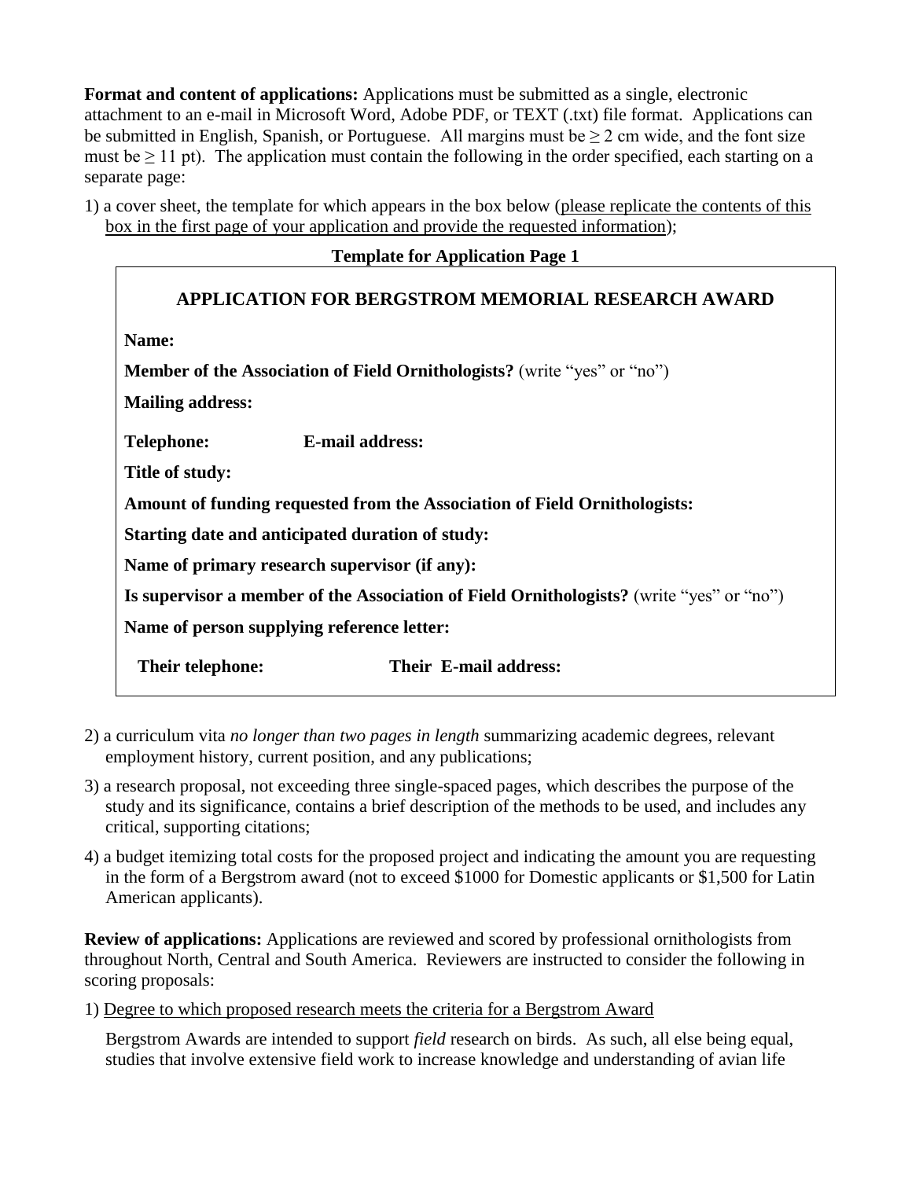**Format and content of applications:** Applications must be submitted as a single, electronic attachment to an e-mail in Microsoft Word, Adobe PDF, or TEXT (.txt) file format. Applications can be submitted in English, Spanish, or Portuguese. All margins must be ≥ 2 cm wide, and the font size must be ≥ 11 pt). The application must contain the following in the order specified, each starting on a separate page:

1) a cover sheet, the template for which appears in the box below (please replicate the contents of this box in the first page of your application and provide the requested information);

**Template for Application Page 1**

> **APPLICATION FOR BERGSTROM MEMORIAL RESEARCH AWARD**
>
> **Name:**
>
> **Member of the Association of Field Ornithologists?** (write "yes" or "no")
>
> **Mailing address:**
>
> **Telephone:** **E-mail address:**
>
> **Title of study:**
>
> **Amount of funding requested from the Association of Field Ornithologists:**
>
> **Starting date and anticipated duration of study:**
>
> **Name of primary research supervisor (if any):**
>
> **Is supervisor a member of the Association of Field Ornithologists?** (write "yes" or "no")
>
> **Name of person supplying reference letter:**
>
> **Their telephone:** **Their E-mail address:**

2) a curriculum vita *no longer than two pages in length* summarizing academic degrees, relevant employment history, current position, and any publications;

3) a research proposal, not exceeding three single-spaced pages, which describes the purpose of the study and its significance, contains a brief description of the methods to be used, and includes any critical, supporting citations;

4) a budget itemizing total costs for the proposed project and indicating the amount you are requesting in the form of a Bergstrom award (not to exceed $1000 for Domestic applicants or $1,500 for Latin American applicants).

**Review of applications:** Applications are reviewed and scored by professional ornithologists from throughout North, Central and South America. Reviewers are instructed to consider the following in scoring proposals:

1) Degree to which proposed research meets the criteria for a Bergstrom Award

Bergstrom Awards are intended to support *field* research on birds. As such, all else being equal, studies that involve extensive field work to increase knowledge and understanding of avian life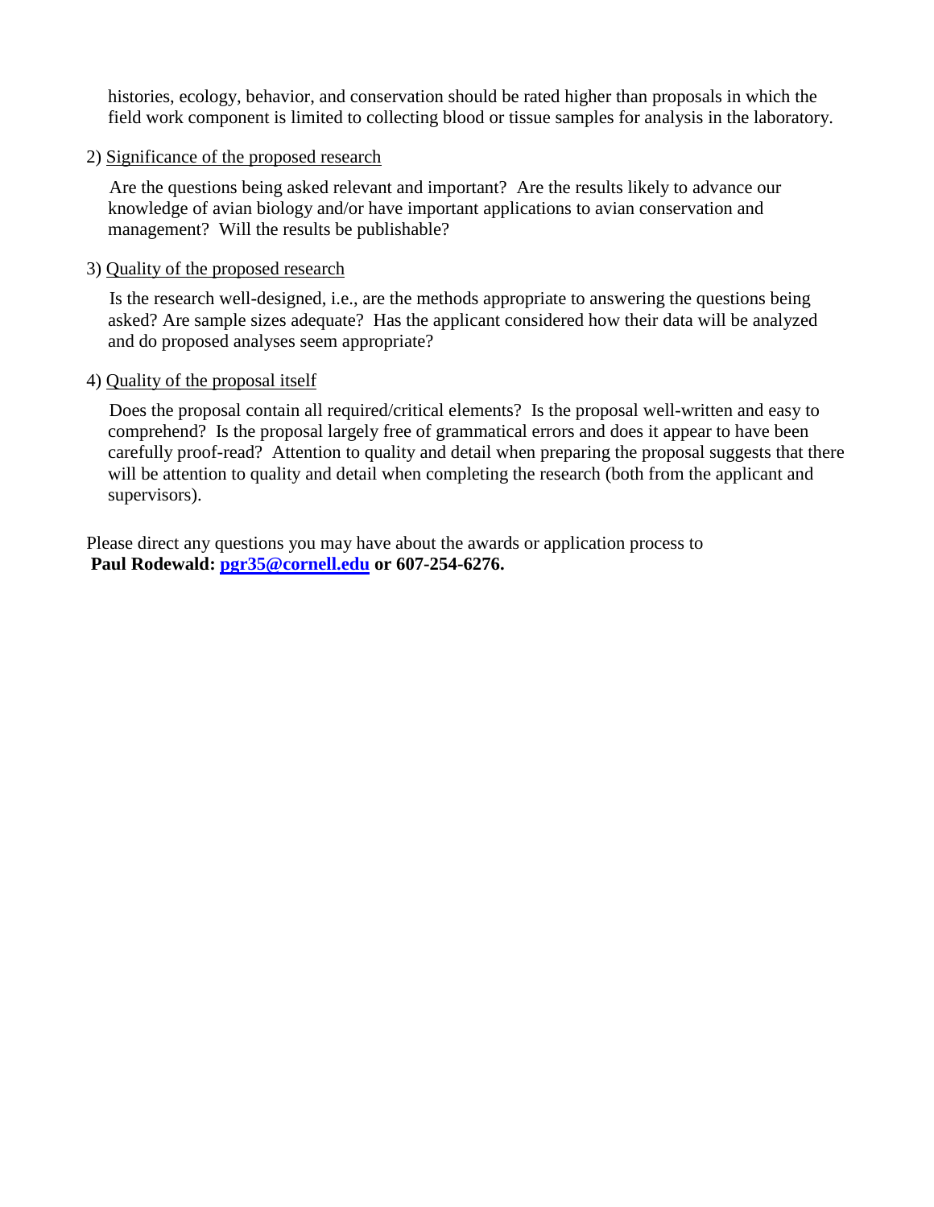histories, ecology, behavior, and conservation should be rated higher than proposals in which the field work component is limited to collecting blood or tissue samples for analysis in the laboratory.

2) <u>Significance of the proposed research</u>

Are the questions being asked relevant and important? Are the results likely to advance our knowledge of avian biology and/or have important applications to avian conservation and management? Will the results be publishable?

3) <u>Quality of the proposed research</u>

Is the research well-designed, i.e., are the methods appropriate to answering the questions being asked? Are sample sizes adequate? Has the applicant considered how their data will be analyzed and do proposed analyses seem appropriate?

4) <u>Quality of the proposal itself</u>

Does the proposal contain all required/critical elements? Is the proposal well-written and easy to comprehend? Is the proposal largely free of grammatical errors and does it appear to have been carefully proof-read? Attention to quality and detail when preparing the proposal suggests that there will be attention to quality and detail when completing the research (both from the applicant and supervisors).

Please direct any questions you may have about the awards or application process to
**Paul Rodewald: [pgr35@cornell.edu](mailto:pgr35@cornell.edu) or 607-254-6276.**